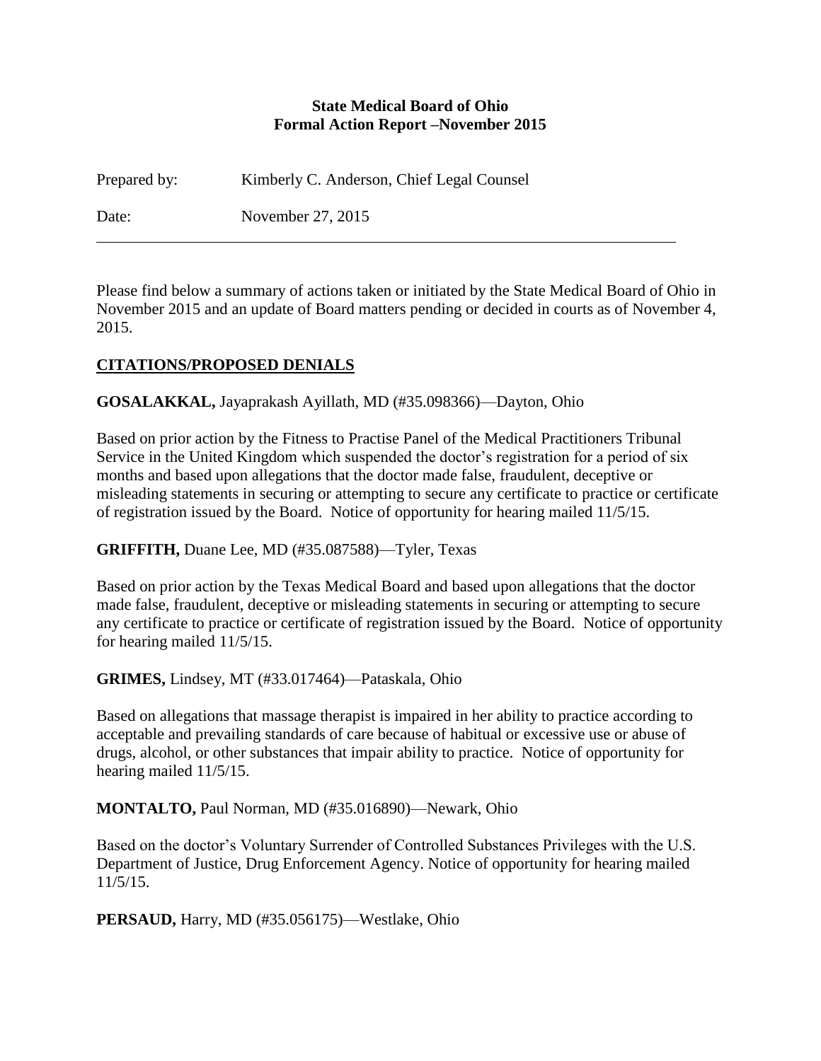**State Medical Board of Ohio**
**Formal Action Report –November 2015**

Prepared by: Kimberly C. Anderson, Chief Legal Counsel

Date: November 27, 2015

---

Please find below a summary of actions taken or initiated by the State Medical Board of Ohio in November 2015 and an update of Board matters pending or decided in courts as of November 4, 2015.

## CITATIONS/PROPOSED DENIALS

**GOSALAKKAL,** Jayaprakash Ayillath, MD (#35.098366)—Dayton, Ohio

Based on prior action by the Fitness to Practise Panel of the Medical Practitioners Tribunal Service in the United Kingdom which suspended the doctor's registration for a period of six months and based upon allegations that the doctor made false, fraudulent, deceptive or misleading statements in securing or attempting to secure any certificate to practice or certificate of registration issued by the Board. Notice of opportunity for hearing mailed 11/5/15.

**GRIFFITH,** Duane Lee, MD (#35.087588)—Tyler, Texas

Based on prior action by the Texas Medical Board and based upon allegations that the doctor made false, fraudulent, deceptive or misleading statements in securing or attempting to secure any certificate to practice or certificate of registration issued by the Board. Notice of opportunity for hearing mailed 11/5/15.

**GRIMES,** Lindsey, MT (#33.017464)—Pataskala, Ohio

Based on allegations that massage therapist is impaired in her ability to practice according to acceptable and prevailing standards of care because of habitual or excessive use or abuse of drugs, alcohol, or other substances that impair ability to practice. Notice of opportunity for hearing mailed 11/5/15.

**MONTALTO,** Paul Norman, MD (#35.016890)—Newark, Ohio

Based on the doctor's Voluntary Surrender of Controlled Substances Privileges with the U.S. Department of Justice, Drug Enforcement Agency. Notice of opportunity for hearing mailed 11/5/15.

**PERSAUD,** Harry, MD (#35.056175)—Westlake, Ohio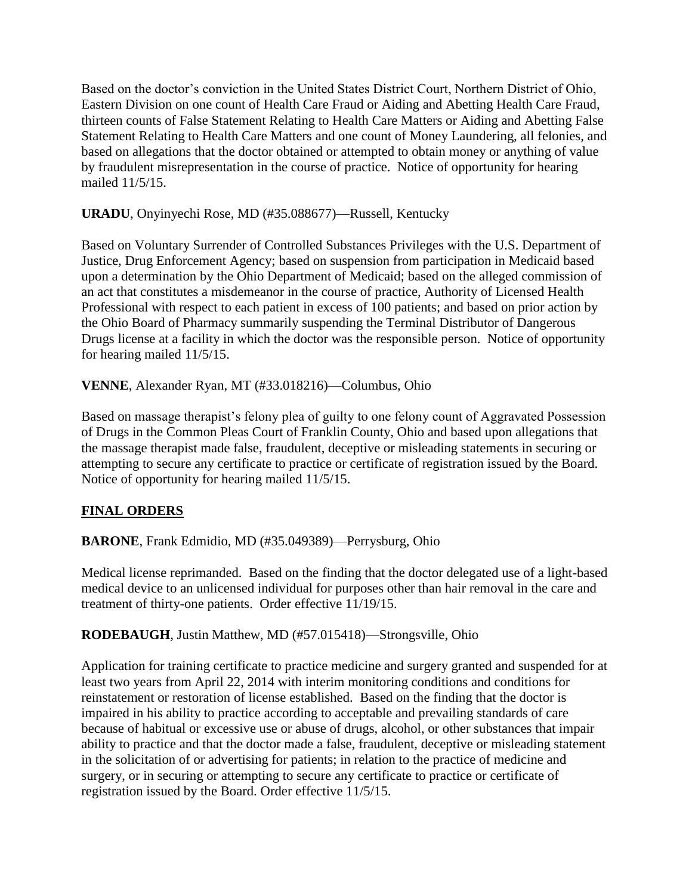Based on the doctor's conviction in the United States District Court, Northern District of Ohio, Eastern Division on one count of Health Care Fraud or Aiding and Abetting Health Care Fraud, thirteen counts of False Statement Relating to Health Care Matters or Aiding and Abetting False Statement Relating to Health Care Matters and one count of Money Laundering, all felonies, and based on allegations that the doctor obtained or attempted to obtain money or anything of value by fraudulent misrepresentation in the course of practice. Notice of opportunity for hearing mailed 11/5/15.

**URADU**, Onyinyechi Rose, MD (#35.088677)—Russell, Kentucky

Based on Voluntary Surrender of Controlled Substances Privileges with the U.S. Department of Justice, Drug Enforcement Agency; based on suspension from participation in Medicaid based upon a determination by the Ohio Department of Medicaid; based on the alleged commission of an act that constitutes a misdemeanor in the course of practice, Authority of Licensed Health Professional with respect to each patient in excess of 100 patients; and based on prior action by the Ohio Board of Pharmacy summarily suspending the Terminal Distributor of Dangerous Drugs license at a facility in which the doctor was the responsible person. Notice of opportunity for hearing mailed 11/5/15.

**VENNE**, Alexander Ryan, MT (#33.018216)—Columbus, Ohio

Based on massage therapist's felony plea of guilty to one felony count of Aggravated Possession of Drugs in the Common Pleas Court of Franklin County, Ohio and based upon allegations that the massage therapist made false, fraudulent, deceptive or misleading statements in securing or attempting to secure any certificate to practice or certificate of registration issued by the Board. Notice of opportunity for hearing mailed 11/5/15.

## **FINAL ORDERS**

**BARONE**, Frank Edmidio, MD (#35.049389)—Perrysburg, Ohio

Medical license reprimanded. Based on the finding that the doctor delegated use of a light-based medical device to an unlicensed individual for purposes other than hair removal in the care and treatment of thirty-one patients. Order effective 11/19/15.

**RODEBAUGH**, Justin Matthew, MD (#57.015418)—Strongsville, Ohio

Application for training certificate to practice medicine and surgery granted and suspended for at least two years from April 22, 2014 with interim monitoring conditions and conditions for reinstatement or restoration of license established. Based on the finding that the doctor is impaired in his ability to practice according to acceptable and prevailing standards of care because of habitual or excessive use or abuse of drugs, alcohol, or other substances that impair ability to practice and that the doctor made a false, fraudulent, deceptive or misleading statement in the solicitation of or advertising for patients; in relation to the practice of medicine and surgery, or in securing or attempting to secure any certificate to practice or certificate of registration issued by the Board. Order effective 11/5/15.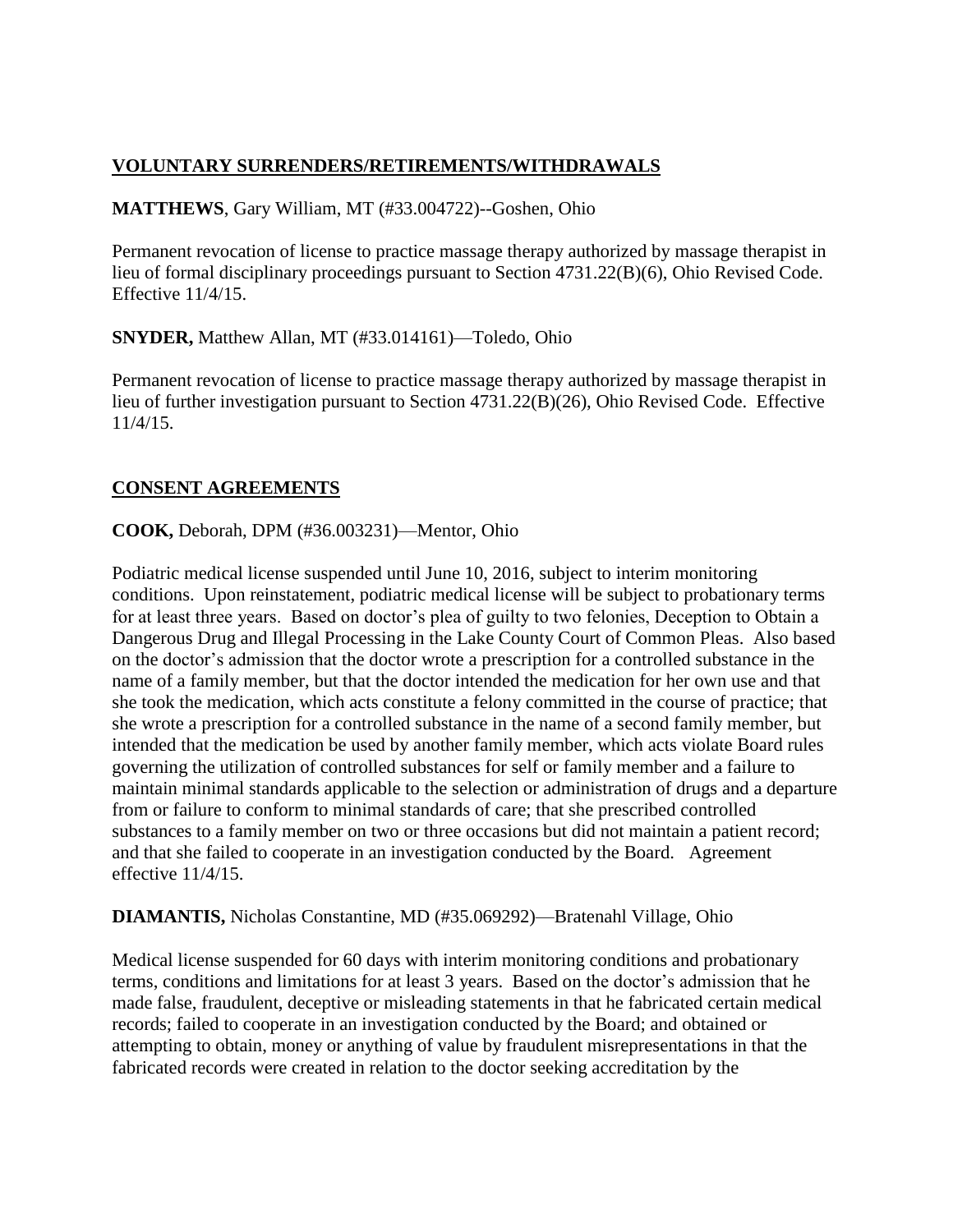## VOLUNTARY SURRENDERS/RETIREMENTS/WITHDRAWALS

**MATTHEWS**, Gary William, MT (#33.004722)--Goshen, Ohio

Permanent revocation of license to practice massage therapy authorized by massage therapist in lieu of formal disciplinary proceedings pursuant to Section 4731.22(B)(6), Ohio Revised Code. Effective 11/4/15.

**SNYDER,** Matthew Allan, MT (#33.014161)—Toledo, Ohio

Permanent revocation of license to practice massage therapy authorized by massage therapist in lieu of further investigation pursuant to Section 4731.22(B)(26), Ohio Revised Code. Effective 11/4/15.

## CONSENT AGREEMENTS

**COOK,** Deborah, DPM (#36.003231)—Mentor, Ohio

Podiatric medical license suspended until June 10, 2016, subject to interim monitoring conditions. Upon reinstatement, podiatric medical license will be subject to probationary terms for at least three years. Based on doctor's plea of guilty to two felonies, Deception to Obtain a Dangerous Drug and Illegal Processing in the Lake County Court of Common Pleas. Also based on the doctor's admission that the doctor wrote a prescription for a controlled substance in the name of a family member, but that the doctor intended the medication for her own use and that she took the medication, which acts constitute a felony committed in the course of practice; that she wrote a prescription for a controlled substance in the name of a second family member, but intended that the medication be used by another family member, which acts violate Board rules governing the utilization of controlled substances for self or family member and a failure to maintain minimal standards applicable to the selection or administration of drugs and a departure from or failure to conform to minimal standards of care; that she prescribed controlled substances to a family member on two or three occasions but did not maintain a patient record; and that she failed to cooperate in an investigation conducted by the Board. Agreement effective 11/4/15.

**DIAMANTIS,** Nicholas Constantine, MD (#35.069292)—Bratenahl Village, Ohio

Medical license suspended for 60 days with interim monitoring conditions and probationary terms, conditions and limitations for at least 3 years. Based on the doctor's admission that he made false, fraudulent, deceptive or misleading statements in that he fabricated certain medical records; failed to cooperate in an investigation conducted by the Board; and obtained or attempting to obtain, money or anything of value by fraudulent misrepresentations in that the fabricated records were created in relation to the doctor seeking accreditation by the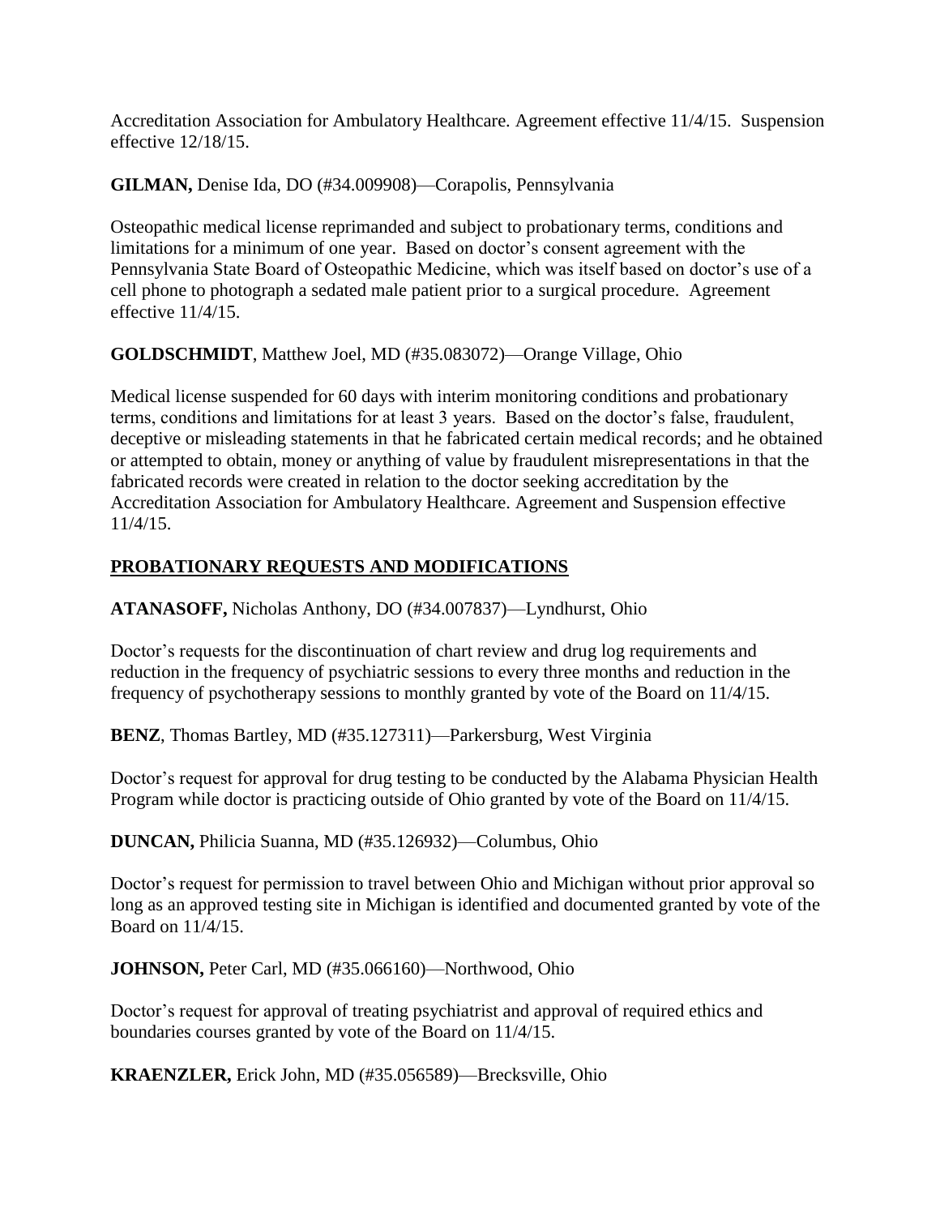Accreditation Association for Ambulatory Healthcare. Agreement effective 11/4/15. Suspension effective 12/18/15.

**GILMAN,** Denise Ida, DO (#34.009908)—Corapolis, Pennsylvania

Osteopathic medical license reprimanded and subject to probationary terms, conditions and limitations for a minimum of one year. Based on doctor's consent agreement with the Pennsylvania State Board of Osteopathic Medicine, which was itself based on doctor's use of a cell phone to photograph a sedated male patient prior to a surgical procedure. Agreement effective 11/4/15.

**GOLDSCHMIDT**, Matthew Joel, MD (#35.083072)—Orange Village, Ohio

Medical license suspended for 60 days with interim monitoring conditions and probationary terms, conditions and limitations for at least 3 years. Based on the doctor's false, fraudulent, deceptive or misleading statements in that he fabricated certain medical records; and he obtained or attempted to obtain, money or anything of value by fraudulent misrepresentations in that the fabricated records were created in relation to the doctor seeking accreditation by the Accreditation Association for Ambulatory Healthcare. Agreement and Suspension effective 11/4/15.

## PROBATIONARY REQUESTS AND MODIFICATIONS

**ATANASOFF,** Nicholas Anthony, DO (#34.007837)—Lyndhurst, Ohio

Doctor's requests for the discontinuation of chart review and drug log requirements and reduction in the frequency of psychiatric sessions to every three months and reduction in the frequency of psychotherapy sessions to monthly granted by vote of the Board on 11/4/15.

**BENZ**, Thomas Bartley, MD (#35.127311)—Parkersburg, West Virginia

Doctor's request for approval for drug testing to be conducted by the Alabama Physician Health Program while doctor is practicing outside of Ohio granted by vote of the Board on 11/4/15.

**DUNCAN,** Philicia Suanna, MD (#35.126932)—Columbus, Ohio

Doctor's request for permission to travel between Ohio and Michigan without prior approval so long as an approved testing site in Michigan is identified and documented granted by vote of the Board on 11/4/15.

**JOHNSON,** Peter Carl, MD (#35.066160)—Northwood, Ohio

Doctor's request for approval of treating psychiatrist and approval of required ethics and boundaries courses granted by vote of the Board on 11/4/15.

**KRAENZLER,** Erick John, MD (#35.056589)—Brecksville, Ohio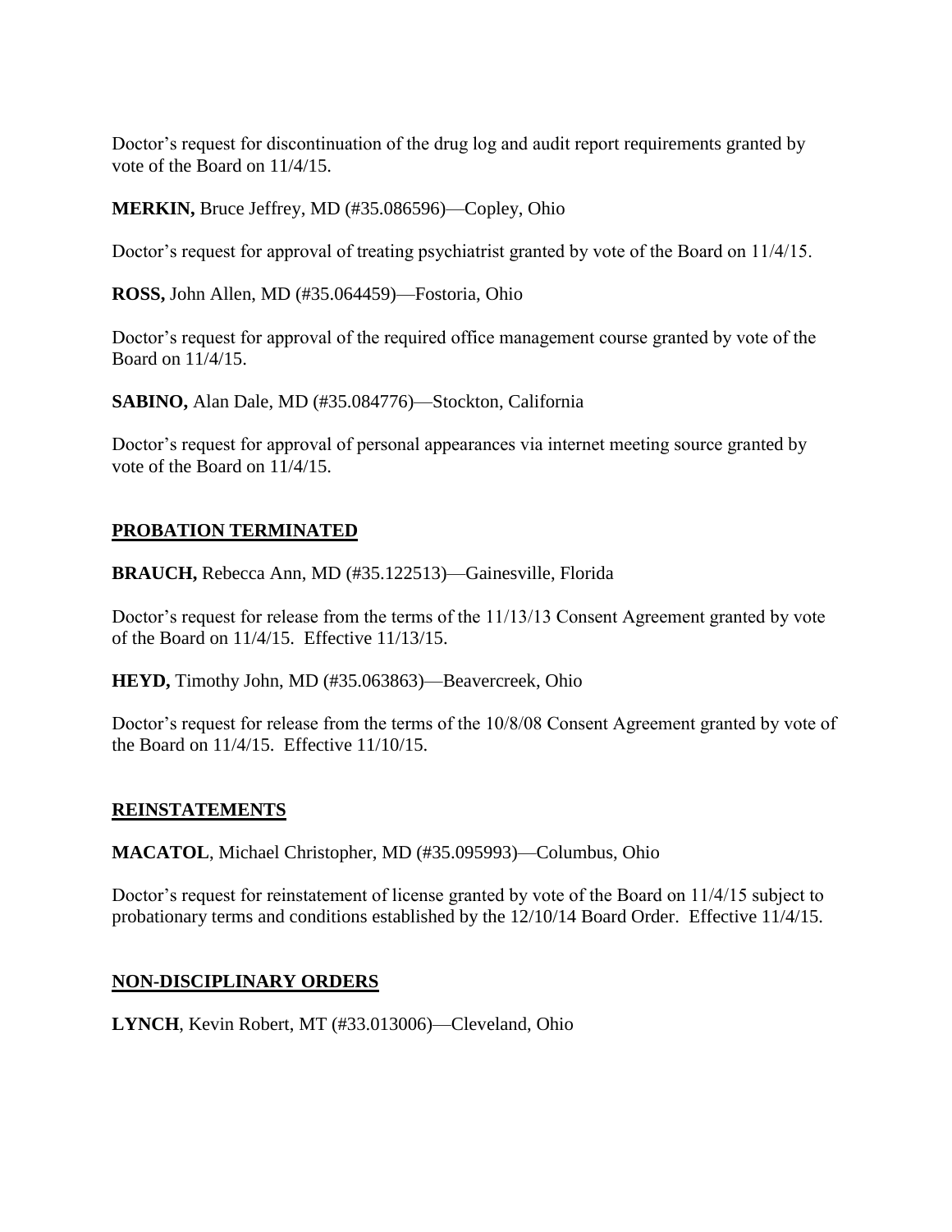Doctor's request for discontinuation of the drug log and audit report requirements granted by vote of the Board on 11/4/15.

**MERKIN,** Bruce Jeffrey, MD (#35.086596)—Copley, Ohio

Doctor's request for approval of treating psychiatrist granted by vote of the Board on 11/4/15.

**ROSS,** John Allen, MD (#35.064459)—Fostoria, Ohio

Doctor's request for approval of the required office management course granted by vote of the Board on 11/4/15.

**SABINO,** Alan Dale, MD (#35.084776)—Stockton, California

Doctor's request for approval of personal appearances via internet meeting source granted by vote of the Board on 11/4/15.

## PROBATION TERMINATED

**BRAUCH,** Rebecca Ann, MD (#35.122513)—Gainesville, Florida

Doctor's request for release from the terms of the 11/13/13 Consent Agreement granted by vote of the Board on 11/4/15. Effective 11/13/15.

**HEYD,** Timothy John, MD (#35.063863)—Beavercreek, Ohio

Doctor's request for release from the terms of the 10/8/08 Consent Agreement granted by vote of the Board on 11/4/15. Effective 11/10/15.

## REINSTATEMENTS

**MACATOL**, Michael Christopher, MD (#35.095993)—Columbus, Ohio

Doctor's request for reinstatement of license granted by vote of the Board on 11/4/15 subject to probationary terms and conditions established by the 12/10/14 Board Order. Effective 11/4/15.

## NON-DISCIPLINARY ORDERS

**LYNCH**, Kevin Robert, MT (#33.013006)—Cleveland, Ohio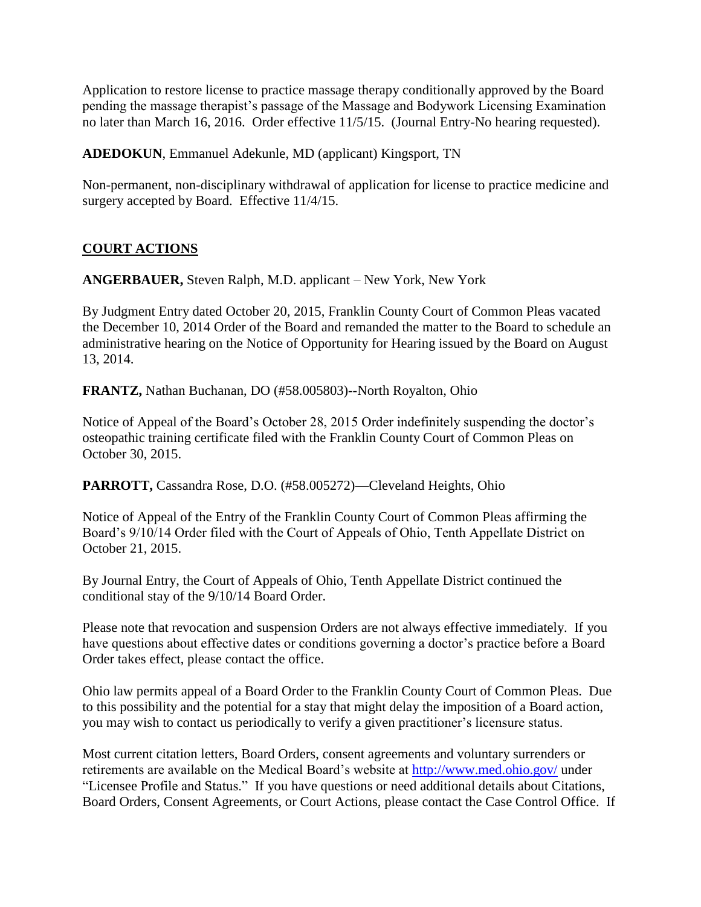Application to restore license to practice massage therapy conditionally approved by the Board pending the massage therapist's passage of the Massage and Bodywork Licensing Examination no later than March 16, 2016. Order effective 11/5/15. (Journal Entry-No hearing requested).

**ADEDOKUN**, Emmanuel Adekunle, MD (applicant) Kingsport, TN

Non-permanent, non-disciplinary withdrawal of application for license to practice medicine and surgery accepted by Board. Effective 11/4/15.

## **COURT ACTIONS**

**ANGERBAUER,** Steven Ralph, M.D. applicant – New York, New York

By Judgment Entry dated October 20, 2015, Franklin County Court of Common Pleas vacated the December 10, 2014 Order of the Board and remanded the matter to the Board to schedule an administrative hearing on the Notice of Opportunity for Hearing issued by the Board on August 13, 2014.

**FRANTZ,** Nathan Buchanan, DO (#58.005803)--North Royalton, Ohio

Notice of Appeal of the Board's October 28, 2015 Order indefinitely suspending the doctor's osteopathic training certificate filed with the Franklin County Court of Common Pleas on October 30, 2015.

**PARROTT,** Cassandra Rose, D.O. (#58.005272)—Cleveland Heights, Ohio

Notice of Appeal of the Entry of the Franklin County Court of Common Pleas affirming the Board's 9/10/14 Order filed with the Court of Appeals of Ohio, Tenth Appellate District on October 21, 2015.

By Journal Entry, the Court of Appeals of Ohio, Tenth Appellate District continued the conditional stay of the 9/10/14 Board Order.

Please note that revocation and suspension Orders are not always effective immediately. If you have questions about effective dates or conditions governing a doctor's practice before a Board Order takes effect, please contact the office.

Ohio law permits appeal of a Board Order to the Franklin County Court of Common Pleas. Due to this possibility and the potential for a stay that might delay the imposition of a Board action, you may wish to contact us periodically to verify a given practitioner's licensure status.

Most current citation letters, Board Orders, consent agreements and voluntary surrenders or retirements are available on the Medical Board's website at http://www.med.ohio.gov/ under "Licensee Profile and Status." If you have questions or need additional details about Citations, Board Orders, Consent Agreements, or Court Actions, please contact the Case Control Office. If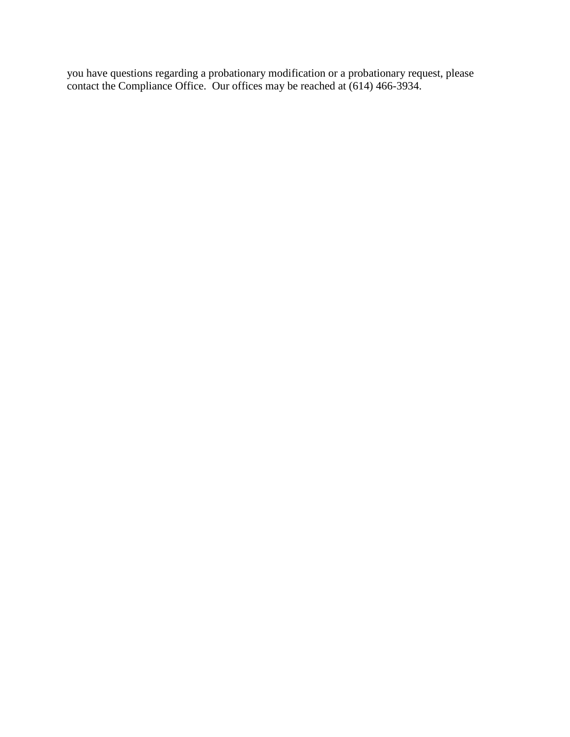you have questions regarding a probationary modification or a probationary request, please contact the Compliance Office. Our offices may be reached at (614) 466-3934.